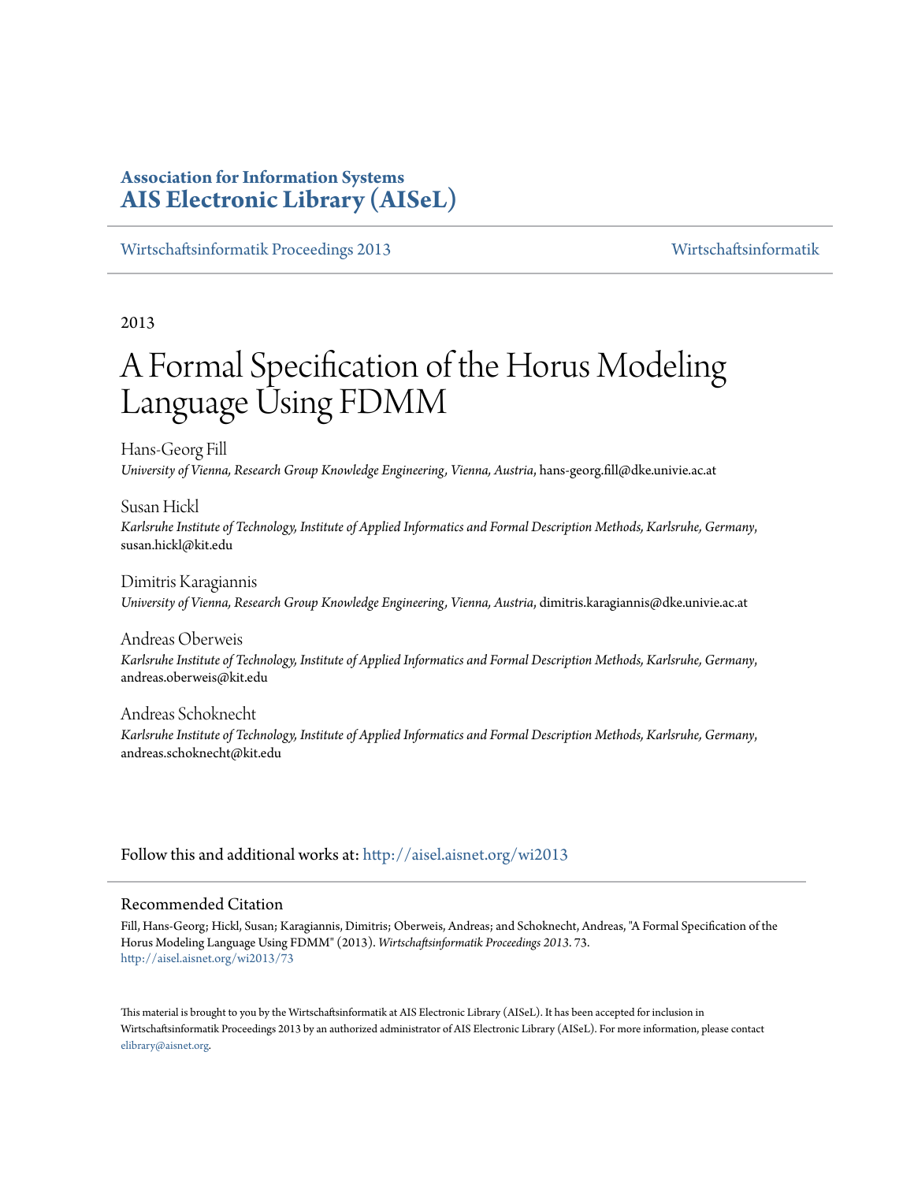**Association for Information Systems**
**[AIS Electronic Library (AISeL)](http://aisel.aisnet.org)**

[Wirtschaftsinformatik Proceedings 2013](http://aisel.aisnet.org/wi2013) | [Wirtschaftsinformatik](http://aisel.aisnet.org/wi)

2013

# A Formal Specification of the Horus Modeling Language Using FDMM

Hans-Georg Fill
*University of Vienna, Research Group Knowledge Engineering, Vienna, Austria*, hans-georg.fill@dke.univie.ac.at

Susan Hickl
*Karlsruhe Institute of Technology, Institute of Applied Informatics and Formal Description Methods, Karlsruhe, Germany*, susan.hickl@kit.edu

Dimitris Karagiannis
*University of Vienna, Research Group Knowledge Engineering, Vienna, Austria*, dimitris.karagiannis@dke.univie.ac.at

Andreas Oberweis
*Karlsruhe Institute of Technology, Institute of Applied Informatics and Formal Description Methods, Karlsruhe, Germany*, andreas.oberweis@kit.edu

Andreas Schoknecht
*Karlsruhe Institute of Technology, Institute of Applied Informatics and Formal Description Methods, Karlsruhe, Germany*, andreas.schoknecht@kit.edu

Follow this and additional works at: http://aisel.aisnet.org/wi2013

## Recommended Citation

Fill, Hans-Georg; Hickl, Susan; Karagiannis, Dimitris; Oberweis, Andreas; and Schoknecht, Andreas, "A Formal Specification of the Horus Modeling Language Using FDMM" (2013). *Wirtschaftsinformatik Proceedings 2013*. 73.
http://aisel.aisnet.org/wi2013/73

This material is brought to you by the Wirtschaftsinformatik at AIS Electronic Library (AISeL). It has been accepted for inclusion in Wirtschaftsinformatik Proceedings 2013 by an authorized administrator of AIS Electronic Library (AISeL). For more information, please contact elibrary@aisnet.org.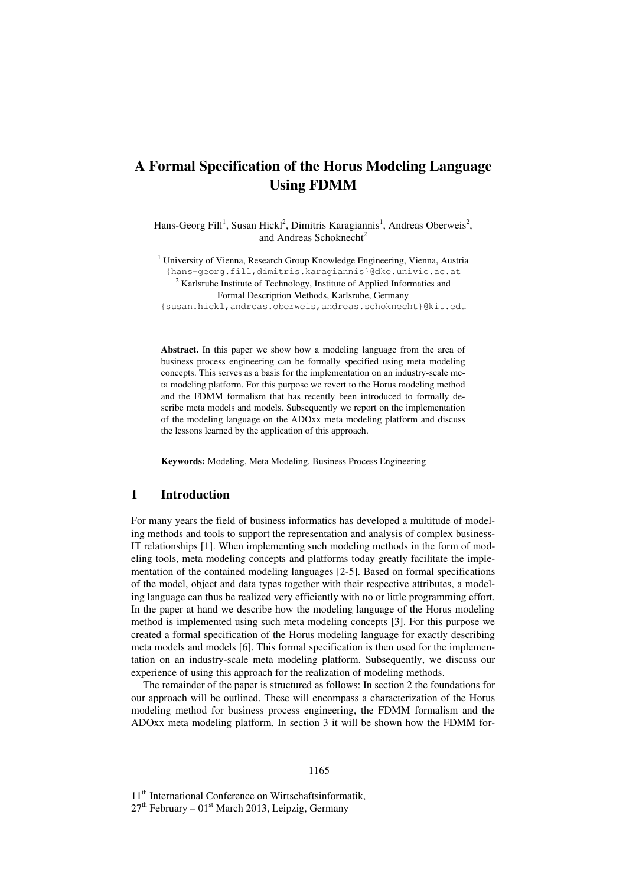# A Formal Specification of the Horus Modeling Language Using FDMM

Hans-Georg Fill[1], Susan Hickl[2], Dimitris Karagiannis[1], Andreas Oberweis[2], and Andreas Schoknecht[2]

[1] University of Vienna, Research Group Knowledge Engineering, Vienna, Austria
{hans-georg.fill,dimitris.karagiannis}@dke.univie.ac.at

[2] Karlsruhe Institute of Technology, Institute of Applied Informatics and Formal Description Methods, Karlsruhe, Germany
{susan.hickl,andreas.oberweis,andreas.schoknecht}@kit.edu

**Abstract.** In this paper we show how a modeling language from the area of business process engineering can be formally specified using meta modeling concepts. This serves as a basis for the implementation on an industry-scale meta modeling platform. For this purpose we revert to the Horus modeling method and the FDMM formalism that has recently been introduced to formally describe meta models and models. Subsequently we report on the implementation of the modeling language on the ADOxx meta modeling platform and discuss the lessons learned by the application of this approach.

**Keywords:** Modeling, Meta Modeling, Business Process Engineering

## 1 Introduction

For many years the field of business informatics has developed a multitude of modeling methods and tools to support the representation and analysis of complex business-IT relationships [1]. When implementing such modeling methods in the form of modeling tools, meta modeling concepts and platforms today greatly facilitate the implementation of the contained modeling languages [2-5]. Based on formal specifications of the model, object and data types together with their respective attributes, a modeling language can thus be realized very efficiently with no or little programming effort. In the paper at hand we describe how the modeling language of the Horus modeling method is implemented using such meta modeling concepts [3]. For this purpose we created a formal specification of the Horus modeling language for exactly describing meta models and models [6]. This formal specification is then used for the implementation on an industry-scale meta modeling platform. Subsequently, we discuss our experience of using this approach for the realization of modeling methods.

The remainder of the paper is structured as follows: In section 2 the foundations for our approach will be outlined. These will encompass a characterization of the Horus modeling method for business process engineering, the FDMM formalism and the ADOxx meta modeling platform. In section 3 it will be shown how the FDMM for-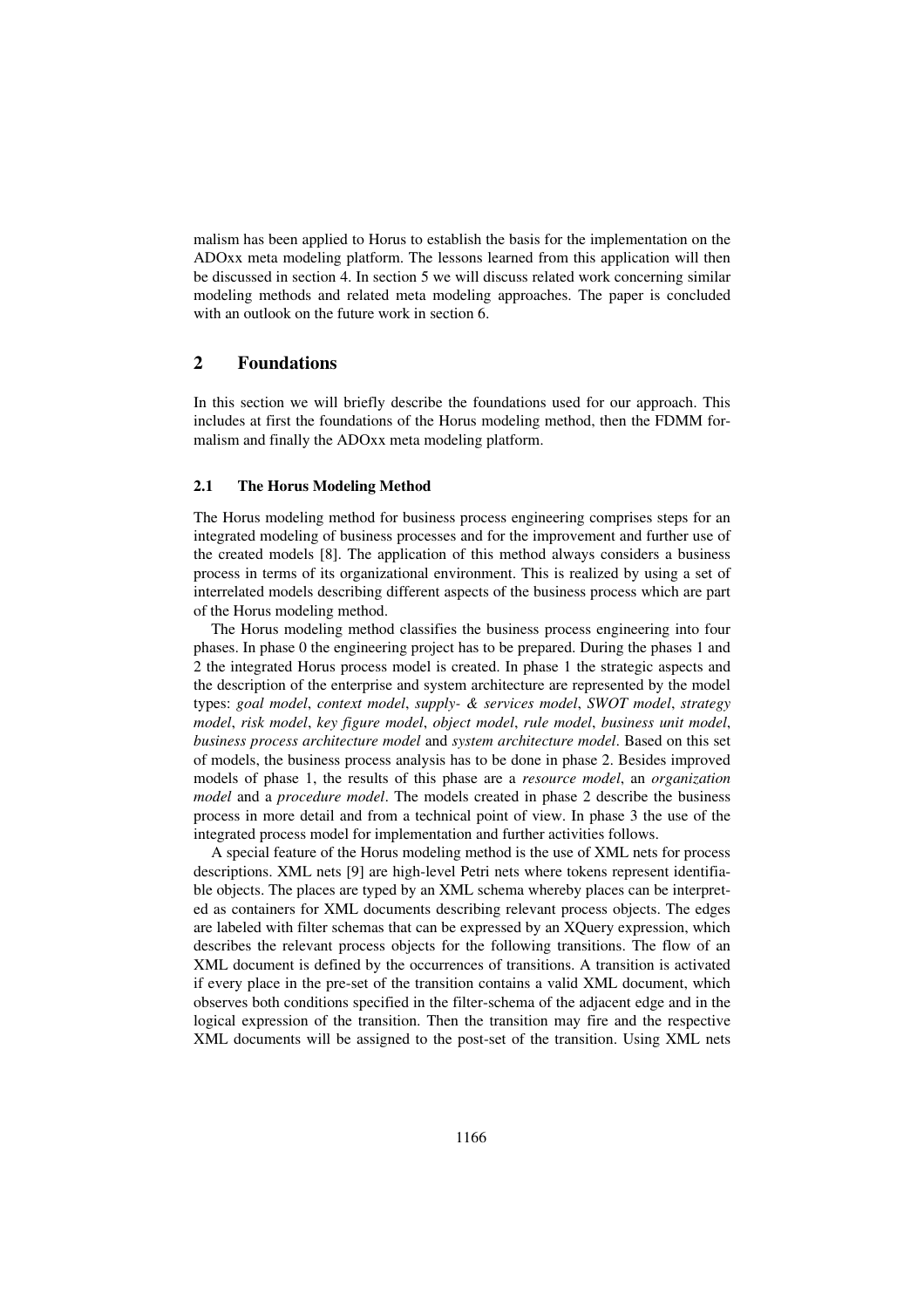malism has been applied to Horus to establish the basis for the implementation on the ADOxx meta modeling platform. The lessons learned from this application will then be discussed in section 4. In section 5 we will discuss related work concerning similar modeling methods and related meta modeling approaches. The paper is concluded with an outlook on the future work in section 6.

## 2 Foundations

In this section we will briefly describe the foundations used for our approach. This includes at first the foundations of the Horus modeling method, then the FDMM formalism and finally the ADOxx meta modeling platform.

### 2.1 The Horus Modeling Method

The Horus modeling method for business process engineering comprises steps for an integrated modeling of business processes and for the improvement and further use of the created models [8]. The application of this method always considers a business process in terms of its organizational environment. This is realized by using a set of interrelated models describing different aspects of the business process which are part of the Horus modeling method.

The Horus modeling method classifies the business process engineering into four phases. In phase 0 the engineering project has to be prepared. During the phases 1 and 2 the integrated Horus process model is created. In phase 1 the strategic aspects and the description of the enterprise and system architecture are represented by the model types: *goal model*, *context model*, *supply- & services model*, *SWOT model*, *strategy model*, *risk model*, *key figure model*, *object model*, *rule model*, *business unit model*, *business process architecture model* and *system architecture model*. Based on this set of models, the business process analysis has to be done in phase 2. Besides improved models of phase 1, the results of this phase are a *resource model*, an *organization model* and a *procedure model*. The models created in phase 2 describe the business process in more detail and from a technical point of view. In phase 3 the use of the integrated process model for implementation and further activities follows.

A special feature of the Horus modeling method is the use of XML nets for process descriptions. XML nets [9] are high-level Petri nets where tokens represent identifiable objects. The places are typed by an XML schema whereby places can be interpreted as containers for XML documents describing relevant process objects. The edges are labeled with filter schemas that can be expressed by an XQuery expression, which describes the relevant process objects for the following transitions. The flow of an XML document is defined by the occurrences of transitions. A transition is activated if every place in the pre-set of the transition contains a valid XML document, which observes both conditions specified in the filter-schema of the adjacent edge and in the logical expression of the transition. Then the transition may fire and the respective XML documents will be assigned to the post-set of the transition. Using XML nets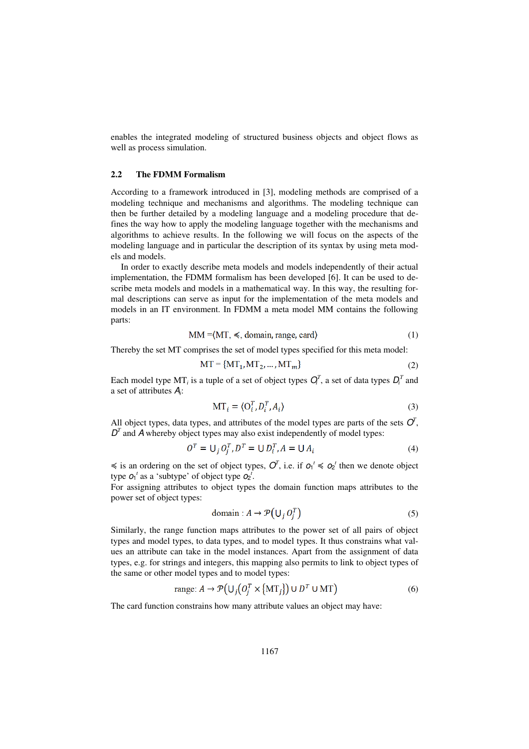enables the integrated modeling of structured business objects and object flows as well as process simulation.

### 2.2 The FDMM Formalism

According to a framework introduced in [3], modeling methods are comprised of a modeling technique and mechanisms and algorithms. The modeling technique can then be further detailed by a modeling language and a modeling procedure that defines the way how to apply the modeling language together with the mechanisms and algorithms to achieve results. In the following we will focus on the aspects of the modeling language and in particular the description of its syntax by using meta models and models.

In order to exactly describe meta models and models independently of their actual implementation, the FDMM formalism has been developed [6]. It can be used to describe meta models and models in a mathematical way. In this way, the resulting formal descriptions can serve as input for the implementation of the meta models and models in an IT environment. In FDMM a meta model MM contains the following parts:

$$\mathrm{MM} = \langle \mathrm{MT}, \preccurlyeq, \mathrm{domain}, \mathrm{range}, \mathrm{card} \rangle \tag{1}$$

Thereby the set MT comprises the set of model types specified for this meta model:

$$\mathrm{MT} = \{\mathrm{MT}_1, \mathrm{MT}_2, \ldots, \mathrm{MT}_m\} \tag{2}$$

Each model type $\mathrm{MT}_i$ is a tuple of a set of object types $O_i^T$, a set of data types $D_i^T$ and a set of attributes $A_i$:

$$\mathrm{MT}_i = \langle \mathrm{O}_i^T, D_i^T, A_i \rangle \tag{3}$$

All object types, data types, and attributes of the model types are parts of the sets $O^T$, $D^T$ and $A$ whereby object types may also exist independently of model types:

$$O^T = \cup_j O_j^T, D^T = \cup D_i^T, A = \cup A_i \tag{4}$$

$\preccurlyeq$ is an ordering on the set of object types, $O^T$, i.e. if $o_1^t \preccurlyeq o_2^t$ then we denote object type $o_1^t$ as a 'subtype' of object type $o_2^t$.
For assigning attributes to object types the domain function maps attributes to the power set of object types:

$$\mathrm{domain} : A \rightarrow \mathcal{P}\left(\cup_j O_j^T\right) \tag{5}$$

Similarly, the range function maps attributes to the power set of all pairs of object types and model types, to data types, and to model types. It thus constrains what values an attribute can take in the model instances. Apart from the assignment of data types, e.g. for strings and integers, this mapping also permits to link to object types of the same or other model types and to model types:

$$\mathrm{range}: A \rightarrow \mathcal{P}\left(\cup_j \left(O_j^T \times \{\mathrm{MT}_j\}\right) \cup D^T \cup \mathrm{MT}\right) \tag{6}$$

The card function constrains how many attribute values an object may have: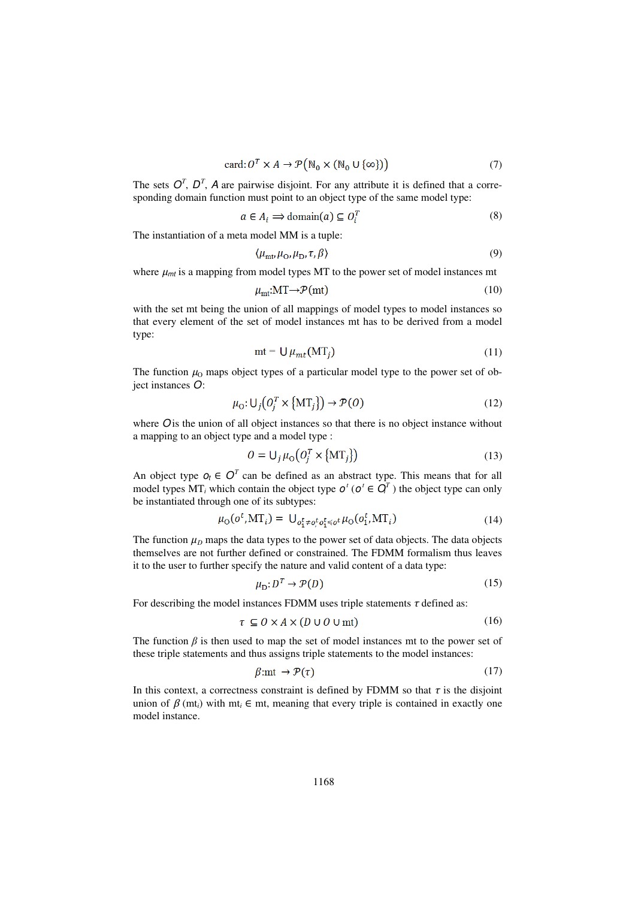$$\text{card}: O^T \times A \rightarrow \mathcal{P}\big(\mathbb{N}_0 \times (\mathbb{N}_0 \cup \{\infty\})\big) \tag{7}$$

The sets $O^T$, $D^T$, $A$ are pairwise disjoint. For any attribute it is defined that a corresponding domain function must point to an object type of the same model type:

$$a \in A_i \Longrightarrow \text{domain}(a) \subseteq O_i^T \tag{8}$$

The instantiation of a meta model MM is a tuple:

$$\langle \mu_{\text{mt}}, \mu_{\text{O}}, \mu_{\text{D}}, \tau, \beta \rangle \tag{9}$$

where $\mu_{mt}$ is a mapping from model types MT to the power set of model instances mt

$$\mu_{\text{mt}}: \text{MT} \rightarrow \mathcal{P}(\text{mt}) \tag{10}$$

with the set mt being the union of all mappings of model types to model instances so that every element of the set of model instances mt has to be derived from a model type:

$$\text{mt} = \bigcup \mu_{mt}(\text{MT}_j) \tag{11}$$

The function $\mu_{\text{O}}$ maps object types of a particular model type to the power set of object instances $O$:

$$\mu_{\text{O}}: \bigcup_j \big(O_j^T \times \{\text{MT}_j\}\big) \rightarrow \mathcal{P}(O) \tag{12}$$

where $O$ is the union of all object instances so that there is no object instance without a mapping to an object type and a model type :

$$O = \bigcup_j \mu_{\text{O}}\big(O_j^T \times \{\text{MT}_j\}\big) \tag{13}$$

An object type $o_t \in O^T$ can be defined as an abstract type. This means that for all model types $\text{MT}_i$ which contain the object type $o^t$ ($o^t \in O_i^T$ ) the object type can only be instantiated through one of its subtypes:

$$\mu_{\text{O}}(o^t, \text{MT}_i) = \bigcup_{o_1^t \neq o^t, o_1^t \preccurlyeq o^t} \mu_{\text{O}}(o_1^t, \text{MT}_i) \tag{14}$$

The function $\mu_D$ maps the data types to the power set of data objects. The data objects themselves are not further defined or constrained. The FDMM formalism thus leaves it to the user to further specify the nature and valid content of a data type:

$$\mu_{\text{D}}: D^T \rightarrow \mathcal{P}(D) \tag{15}$$

For describing the model instances FDMM uses triple statements $\tau$ defined as:

$$\tau \subseteq O \times A \times (D \cup O \cup \text{mt}) \tag{16}$$

The function $\beta$ is then used to map the set of model instances mt to the power set of these triple statements and thus assigns triple statements to the model instances:

$$\beta: \text{mt} \rightarrow \mathcal{P}(\tau) \tag{17}$$

In this context, a correctness constraint is defined by FDMM so that $\tau$ is the disjoint union of $\beta(\text{mt}_i)$ with $\text{mt}_i \in \text{mt}$, meaning that every triple is contained in exactly one model instance.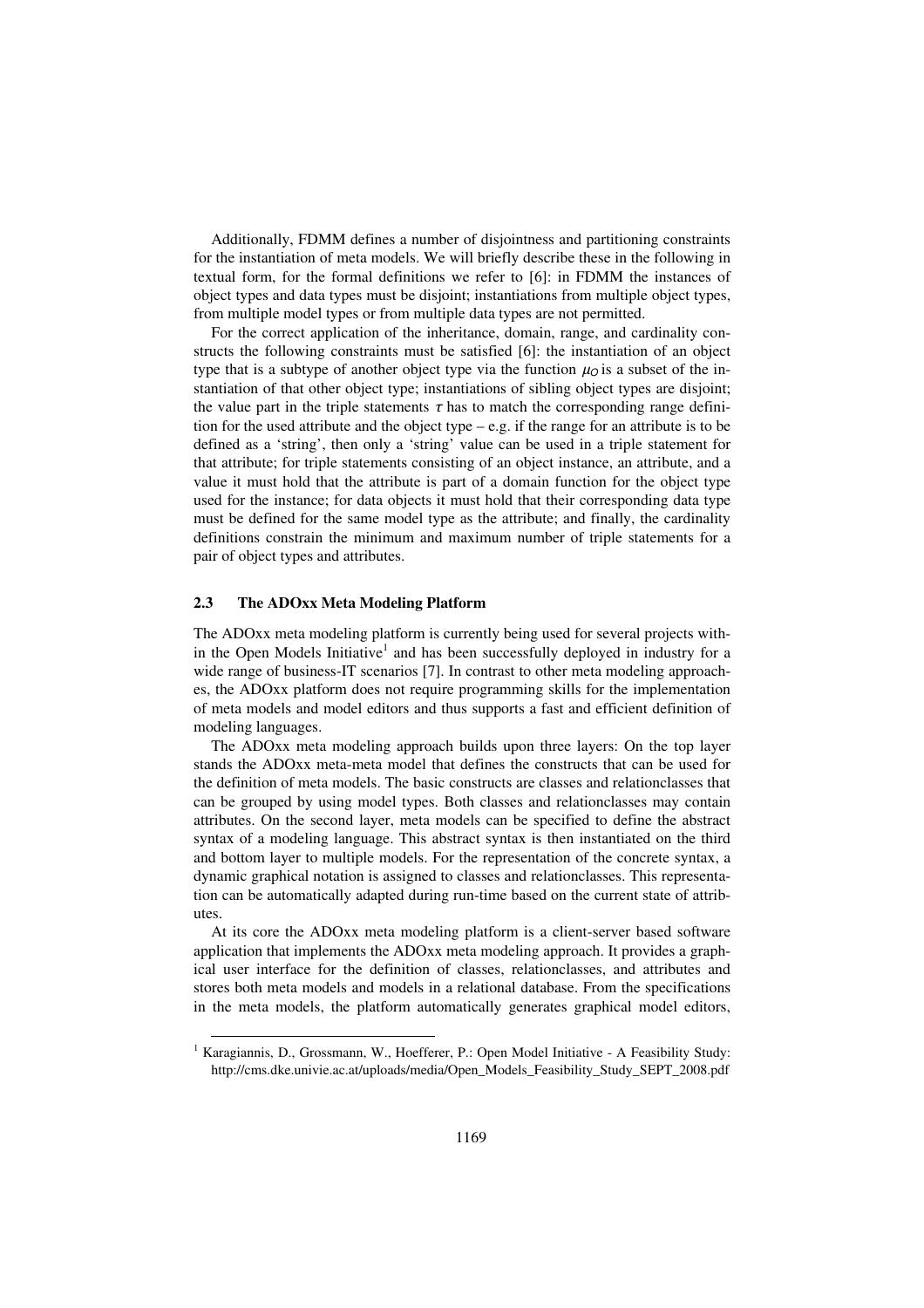Additionally, FDMM defines a number of disjointness and partitioning constraints for the instantiation of meta models. We will briefly describe these in the following in textual form, for the formal definitions we refer to [6]: in FDMM the instances of object types and data types must be disjoint; instantiations from multiple object types, from multiple model types or from multiple data types are not permitted.

For the correct application of the inheritance, domain, range, and cardinality constructs the following constraints must be satisfied [6]: the instantiation of an object type that is a subtype of another object type via the function $\mu_O$ is a subset of the instantiation of that other object type; instantiations of sibling object types are disjoint; the value part in the triple statements $\tau$ has to match the corresponding range definition for the used attribute and the object type – e.g. if the range for an attribute is to be defined as a 'string', then only a 'string' value can be used in a triple statement for that attribute; for triple statements consisting of an object instance, an attribute, and a value it must hold that the attribute is part of a domain function for the object type used for the instance; for data objects it must hold that their corresponding data type must be defined for the same model type as the attribute; and finally, the cardinality definitions constrain the minimum and maximum number of triple statements for a pair of object types and attributes.

### 2.3 The ADOxx Meta Modeling Platform

The ADOxx meta modeling platform is currently being used for several projects within the Open Models Initiative[1] and has been successfully deployed in industry for a wide range of business-IT scenarios [7]. In contrast to other meta modeling approaches, the ADOxx platform does not require programming skills for the implementation of meta models and model editors and thus supports a fast and efficient definition of modeling languages.

The ADOxx meta modeling approach builds upon three layers: On the top layer stands the ADOxx meta-meta model that defines the constructs that can be used for the definition of meta models. The basic constructs are classes and relationclasses that can be grouped by using model types. Both classes and relationclasses may contain attributes. On the second layer, meta models can be specified to define the abstract syntax of a modeling language. This abstract syntax is then instantiated on the third and bottom layer to multiple models. For the representation of the concrete syntax, a dynamic graphical notation is assigned to classes and relationclasses. This representation can be automatically adapted during run-time based on the current state of attributes.

At its core the ADOxx meta modeling platform is a client-server based software application that implements the ADOxx meta modeling approach. It provides a graphical user interface for the definition of classes, relationclasses, and attributes and stores both meta models and models in a relational database. From the specifications in the meta models, the platform automatically generates graphical model editors,

[1] Karagiannis, D., Grossmann, W., Hoefferer, P.: Open Model Initiative - A Feasibility Study: http://cms.dke.univie.ac.at/uploads/media/Open_Models_Feasibility_Study_SEPT_2008.pdf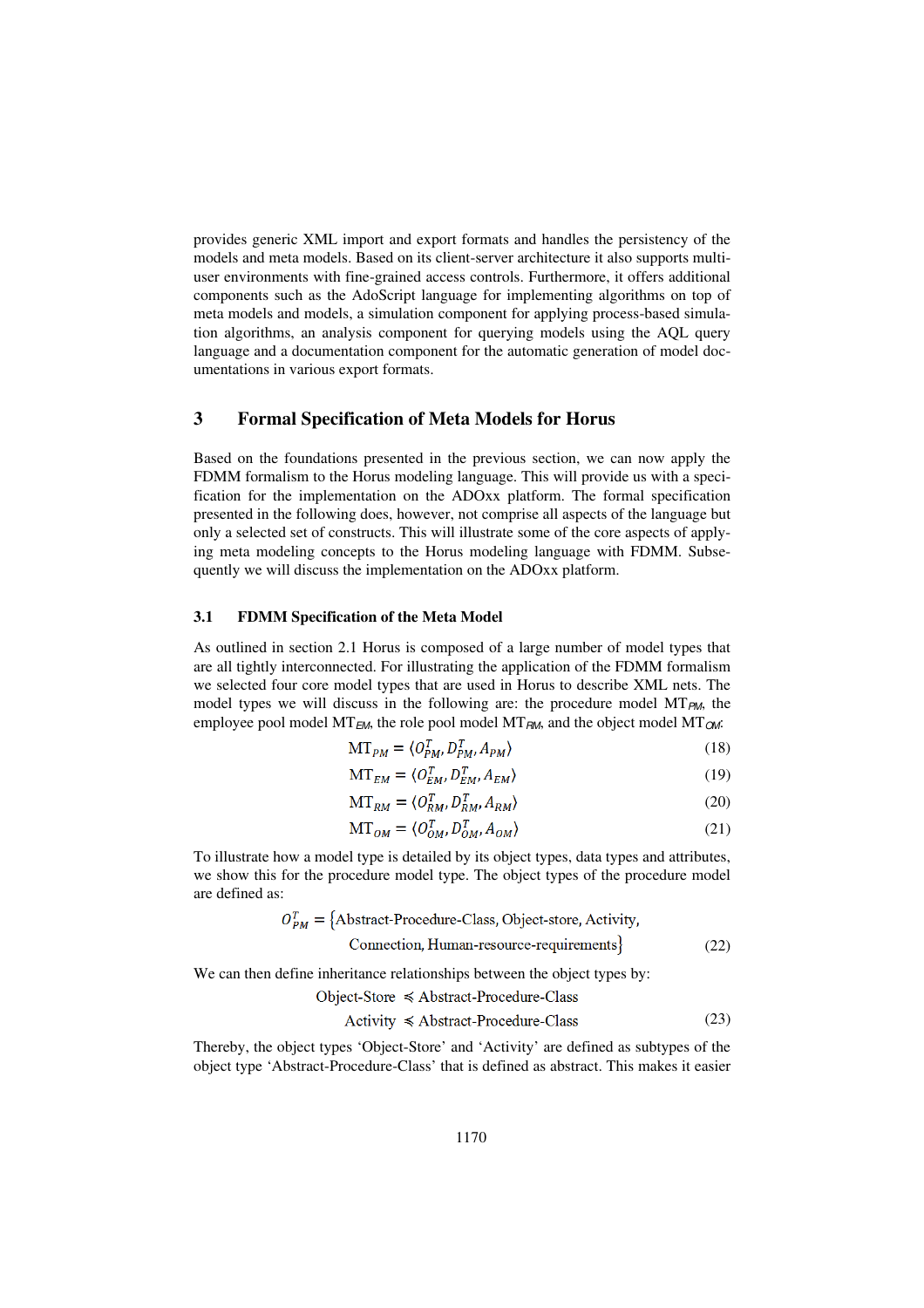provides generic XML import and export formats and handles the persistency of the models and meta models. Based on its client-server architecture it also supports multi-user environments with fine-grained access controls. Furthermore, it offers additional components such as the AdoScript language for implementing algorithms on top of meta models and models, a simulation component for applying process-based simulation algorithms, an analysis component for querying models using the AQL query language and a documentation component for the automatic generation of model documentations in various export formats.

## 3 Formal Specification of Meta Models for Horus

Based on the foundations presented in the previous section, we can now apply the FDMM formalism to the Horus modeling language. This will provide us with a specification for the implementation on the ADOxx platform. The formal specification presented in the following does, however, not comprise all aspects of the language but only a selected set of constructs. This will illustrate some of the core aspects of applying meta modeling concepts to the Horus modeling language with FDMM. Subsequently we will discuss the implementation on the ADOxx platform.

### 3.1 FDMM Specification of the Meta Model

As outlined in section 2.1 Horus is composed of a large number of model types that are all tightly interconnected. For illustrating the application of the FDMM formalism we selected four core model types that are used in Horus to describe XML nets. The model types we will discuss in the following are: the procedure model $\mathrm{MT}_{PM}$, the employee pool model $\mathrm{MT}_{EM}$, the role pool model $\mathrm{MT}_{RM}$, and the object model $\mathrm{MT}_{OM}$:

$$\mathrm{MT}_{PM} = \langle O_{PM}^{T}, D_{PM}^{T}, A_{PM} \rangle \tag{18}$$

$$\mathrm{MT}_{EM} = \langle O_{EM}^{T}, D_{EM}^{T}, A_{EM} \rangle \tag{19}$$

$$\mathrm{MT}_{RM} = \langle O_{RM}^{T}, D_{RM}^{T}, A_{RM} \rangle \tag{20}$$

$$\mathrm{MT}_{OM} = \langle O_{OM}^{T}, D_{OM}^{T}, A_{OM} \rangle \tag{21}$$

To illustrate how a model type is detailed by its object types, data types and attributes, we show this for the procedure model type. The object types of the procedure model are defined as:

$$O_{PM}^{T} = \{\text{Abstract-Procedure-Class}, \text{Object-store}, \text{Activity}, \text{Connection}, \text{Human-resource-requirements}\} \tag{22}$$

We can then define inheritance relationships between the object types by:

$$\begin{aligned} \text{Object-Store} &\preccurlyeq \text{Abstract-Procedure-Class} \\ \text{Activity} &\preccurlyeq \text{Abstract-Procedure-Class} \end{aligned} \tag{23}$$

Thereby, the object types 'Object-Store' and 'Activity' are defined as subtypes of the object type 'Abstract-Procedure-Class' that is defined as abstract. This makes it easier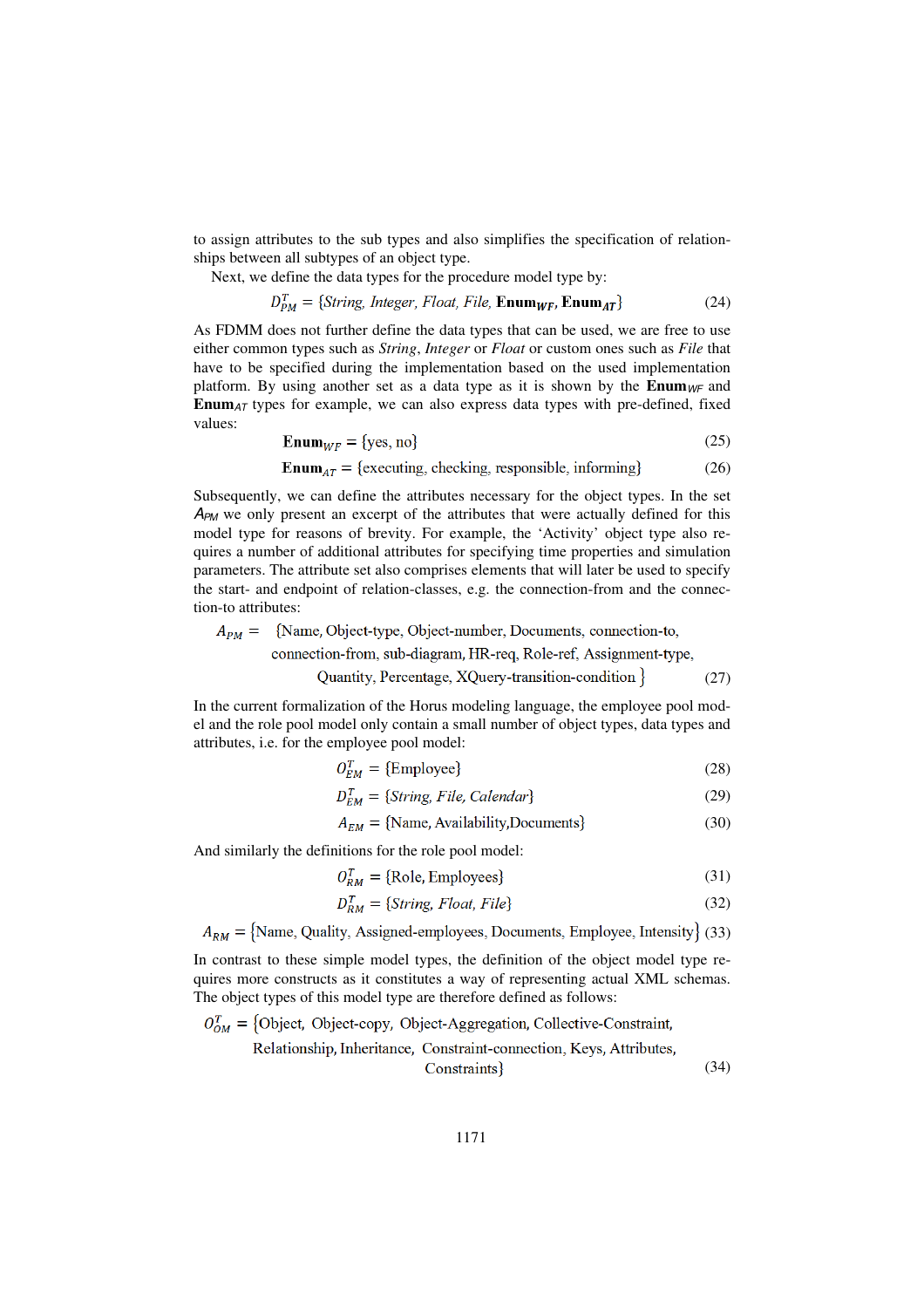to assign attributes to the sub types and also simplifies the specification of relationships between all subtypes of an object type.

Next, we define the data types for the procedure model type by:

$$D_{PM}^{T} = \{String,\ Integer,\ Float,\ File,\ \mathbf{Enum}_{WF},\ \mathbf{Enum}_{AT}\} \tag{24}$$

As FDMM does not further define the data types that can be used, we are free to use either common types such as *String*, *Integer* or *Float* or custom ones such as *File* that have to be specified during the implementation based on the used implementation platform. By using another set as a data type as it is shown by the $\mathbf{Enum}_{WF}$ and $\mathbf{Enum}_{AT}$ types for example, we can also express data types with pre-defined, fixed values:

$$\mathbf{Enum}_{WF} = \{\text{yes, no}\} \tag{25}$$

$$\mathbf{Enum}_{AT} = \{\text{executing, checking, responsible, informing}\} \tag{26}$$

Subsequently, we can define the attributes necessary for the object types. In the set $A_{PM}$ we only present an excerpt of the attributes that were actually defined for this model type for reasons of brevity. For example, the 'Activity' object type also requires a number of additional attributes for specifying time properties and simulation parameters. The attribute set also comprises elements that will later be used to specify the start- and endpoint of relation-classes, e.g. the connection-from and the connection-to attributes:

$$\begin{aligned} A_{PM} = \ &\{\text{Name, Object-type, Object-number, Documents, connection-to,} \\ &\text{connection-from, sub-diagram, HR-req, Role-ref, Assignment-type,} \\ &\text{Quantity, Percentage, XQuery-transition-condition}\} \end{aligned} \tag{27}$$

In the current formalization of the Horus modeling language, the employee pool model and the role pool model only contain a small number of object types, data types and attributes, i.e. for the employee pool model:

$$O_{EM}^{T} = \{\text{Employee}\} \tag{28}$$

$$D_{EM}^{T} = \{String,\ File,\ Calendar\} \tag{29}$$

$$A_{EM} = \{\text{Name, Availability,Documents}\} \tag{30}$$

And similarly the definitions for the role pool model:

$$O_{RM}^{T} = \{\text{Role, Employees}\} \tag{31}$$

$$D_{RM}^{T} = \{String,\ Float,\ File\} \tag{32}$$

$$A_{RM} = \{\text{Name, Quality, Assigned-employees, Documents, Employee, Intensity}\} \tag{33}$$

In contrast to these simple model types, the definition of the object model type requires more constructs as it constitutes a way of representing actual XML schemas. The object types of this model type are therefore defined as follows:

$$\begin{aligned} O_{OM}^{T} = \{&\text{Object, Object-copy, Object-Aggregation, Collective-Constraint,} \\ &\text{Relationship, Inheritance, Constraint-connection, Keys, Attributes,} \\ &\text{Constraints}\} \end{aligned} \tag{34}$$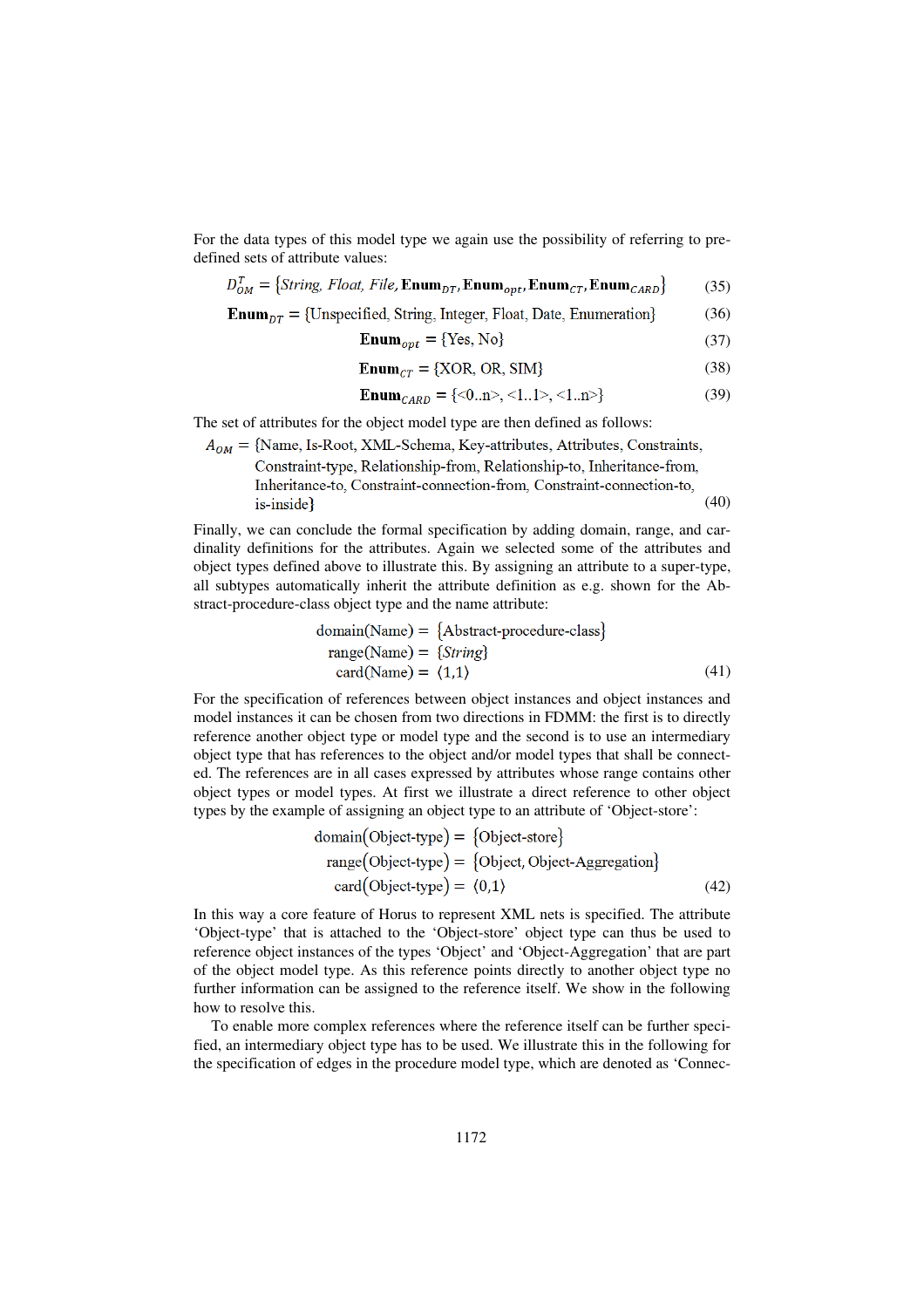For the data types of this model type we again use the possibility of referring to pre-defined sets of attribute values:

$$D_{OM}^{T} = \{String,\ Float,\ File,\ \mathbf{Enum}_{DT}, \mathbf{Enum}_{opt}, \mathbf{Enum}_{CT}, \mathbf{Enum}_{CARD}\} \quad (35)$$

$$\mathbf{Enum}_{DT} = \{\text{Unspecified, String, Integer, Float, Date, Enumeration}\} \quad (36)$$

$$\mathbf{Enum}_{opt} = \{\text{Yes, No}\} \quad (37)$$

$$\mathbf{Enum}_{CT} = \{\text{XOR, OR, SIM}\} \quad (38)$$

$$\mathbf{Enum}_{CARD} = \{<0..n>, <1..1>, <1..n>\} \quad (39)$$

The set of attributes for the object model type are then defined as follows:

$$A_{OM} = \{\text{Name, Is-Root, XML-Schema, Key-attributes, Attributes, Constraints, Constraint-type, Relationship-from, Relationship-to, Inheritance-from, Inheritance-to, Constraint-connection-from, Constraint-connection-to, is-inside}\} \quad (40)$$

Finally, we can conclude the formal specification by adding domain, range, and cardinality definitions for the attributes. Again we selected some of the attributes and object types defined above to illustrate this. By assigning an attribute to a super-type, all subtypes automatically inherit the attribute definition as e.g. shown for the Abstract-procedure-class object type and the name attribute:

$$\begin{aligned} \text{domain(Name)} &= \{\text{Abstract-procedure-class}\} \\ \text{range(Name)} &= \{String\} \\ \text{card(Name)} &= \langle 1,1 \rangle \end{aligned} \quad (41)$$

For the specification of references between object instances and object instances and model instances it can be chosen from two directions in FDMM: the first is to directly reference another object type or model type and the second is to use an intermediary object type that has references to the object and/or model types that shall be connected. The references are in all cases expressed by attributes whose range contains other object types or model types. At first we illustrate a direct reference to other object types by the example of assigning an object type to an attribute of 'Object-store':

$$\begin{aligned} \text{domain(Object-type)} &= \{\text{Object-store}\} \\ \text{range(Object-type)} &= \{\text{Object, Object-Aggregation}\} \\ \text{card(Object-type)} &= \langle 0,1 \rangle \end{aligned} \quad (42)$$

In this way a core feature of Horus to represent XML nets is specified. The attribute 'Object-type' that is attached to the 'Object-store' object type can thus be used to reference object instances of the types 'Object' and 'Object-Aggregation' that are part of the object model type. As this reference points directly to another object type no further information can be assigned to the reference itself. We show in the following how to resolve this.

To enable more complex references where the reference itself can be further specified, an intermediary object type has to be used. We illustrate this in the following for the specification of edges in the procedure model type, which are denoted as 'Connec-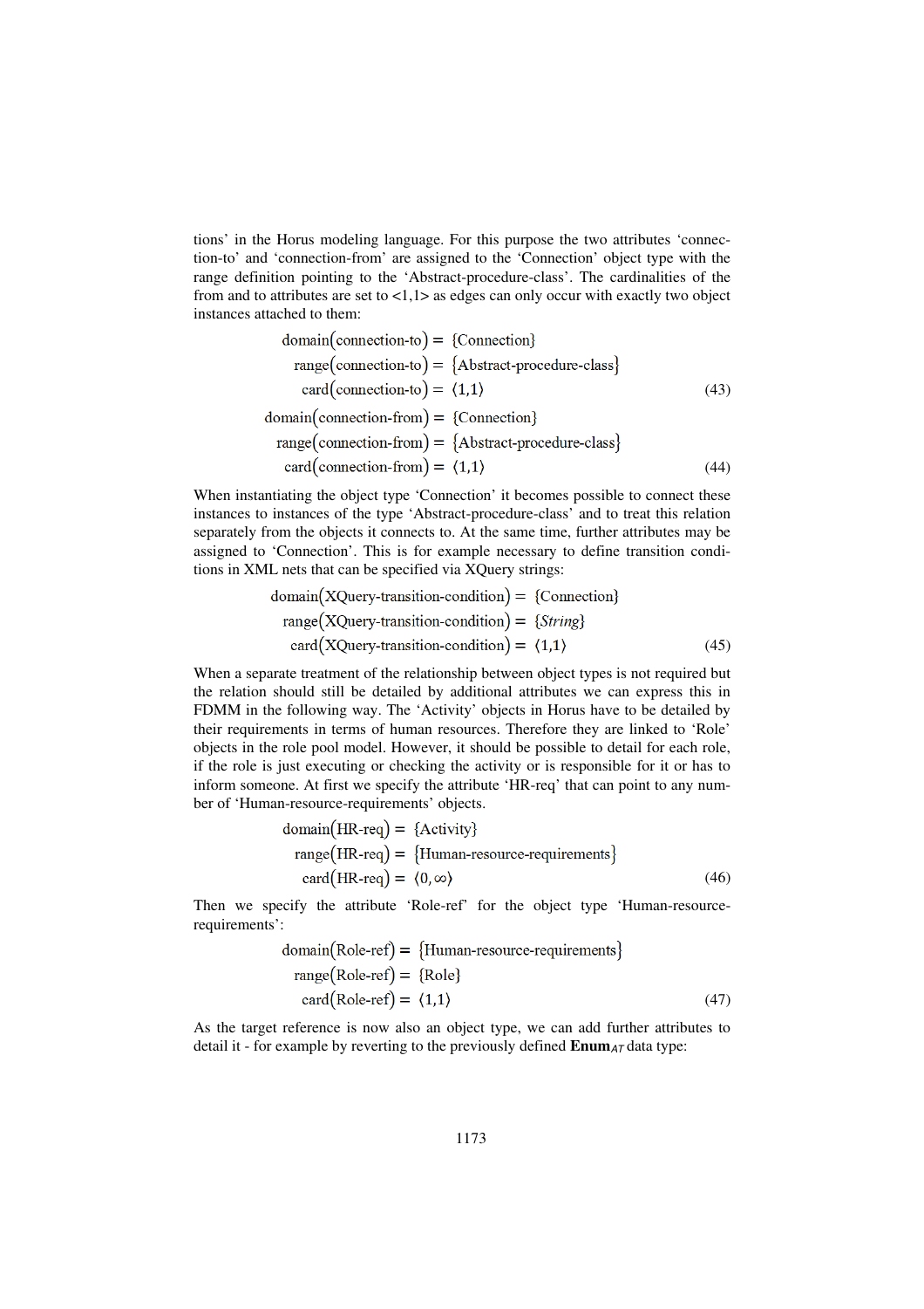tions' in the Horus modeling language. For this purpose the two attributes 'connection-to' and 'connection-from' are assigned to the 'Connection' object type with the range definition pointing to the 'Abstract-procedure-class'. The cardinalities of the from and to attributes are set to <1,1> as edges can only occur with exactly two object instances attached to them:

$$\begin{aligned} \text{domain}(\text{connection-to}) &= \{\text{Connection}\} \\ \text{range}(\text{connection-to}) &= \{\text{Abstract-procedure-class}\} \\ \text{card}(\text{connection-to}) &= \langle 1,1 \rangle \end{aligned} \tag{43}$$

$$\begin{aligned} \text{domain}(\text{connection-from}) &= \{\text{Connection}\} \\ \text{range}(\text{connection-from}) &= \{\text{Abstract-procedure-class}\} \\ \text{card}(\text{connection-from}) &= \langle 1,1 \rangle \end{aligned} \tag{44}$$

When instantiating the object type 'Connection' it becomes possible to connect these instances to instances of the type 'Abstract-procedure-class' and to treat this relation separately from the objects it connects to. At the same time, further attributes may be assigned to 'Connection'. This is for example necessary to define transition conditions in XML nets that can be specified via XQuery strings:

$$\begin{aligned} \text{domain}(\text{XQuery-transition-condition}) &= \{\text{Connection}\} \\ \text{range}(\text{XQuery-transition-condition}) &= \{\textit{String}\} \\ \text{card}(\text{XQuery-transition-condition}) &= \langle 1,1 \rangle \end{aligned} \tag{45}$$

When a separate treatment of the relationship between object types is not required but the relation should still be detailed by additional attributes we can express this in FDMM in the following way. The 'Activity' objects in Horus have to be detailed by their requirements in terms of human resources. Therefore they are linked to 'Role' objects in the role pool model. However, it should be possible to detail for each role, if the role is just executing or checking the activity or is responsible for it or has to inform someone. At first we specify the attribute 'HR-req' that can point to any number of 'Human-resource-requirements' objects.

$$\begin{aligned} \text{domain}(\text{HR-req}) &= \{\text{Activity}\} \\ \text{range}(\text{HR-req}) &= \{\text{Human-resource-requirements}\} \\ \text{card}(\text{HR-req}) &= \langle 0,\infty \rangle \end{aligned} \tag{46}$$

Then we specify the attribute 'Role-ref' for the object type 'Human-resource-requirements':

$$\begin{aligned} \text{domain}(\text{Role-ref}) &= \{\text{Human-resource-requirements}\} \\ \text{range}(\text{Role-ref}) &= \{\text{Role}\} \\ \text{card}(\text{Role-ref}) &= \langle 1,1 \rangle \end{aligned} \tag{47}$$

As the target reference is now also an object type, we can add further attributes to detail it - for example by reverting to the previously defined $\mathbf{Enum}_{AT}$ data type: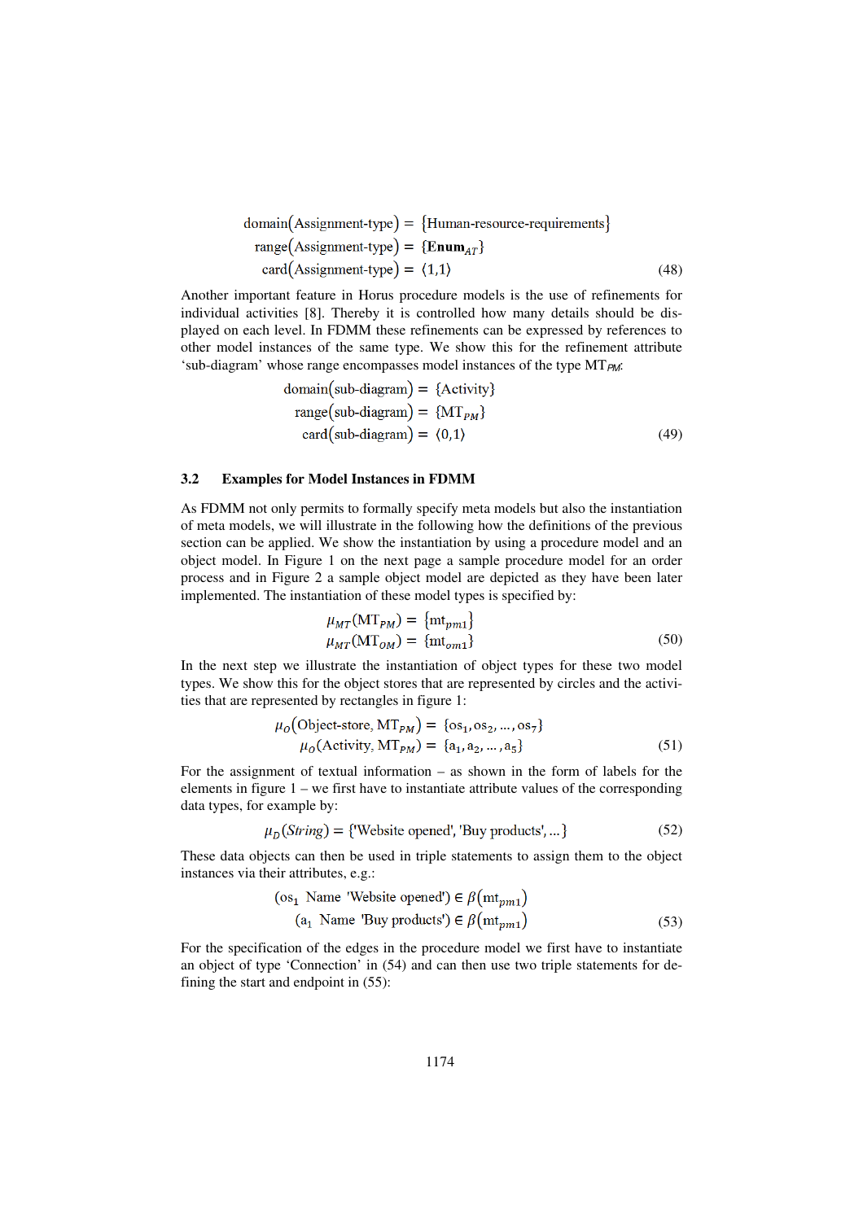$$
\begin{aligned}
\text{domain}(\text{Assignment-type}) &= \{\text{Human-resource-requirements}\} \\
\text{range}(\text{Assignment-type}) &= \{\mathbf{Enum}_{AT}\} \\
\text{card}(\text{Assignment-type}) &= \langle 1{,}1 \rangle
\end{aligned} \tag{48}
$$

Another important feature in Horus procedure models is the use of refinements for individual activities [8]. Thereby it is controlled how many details should be displayed on each level. In FDMM these refinements can be expressed by references to other model instances of the same type. We show this for the refinement attribute 'sub-diagram' whose range encompasses model instances of the type $MT_{PM}$:

$$
\begin{aligned}
\text{domain}(\text{sub-diagram}) &= \{\text{Activity}\} \\
\text{range}(\text{sub-diagram}) &= \{\text{MT}_{PM}\} \\
\text{card}(\text{sub-diagram}) &= \langle 0{,}1 \rangle
\end{aligned} \tag{49}
$$

### 3.2 Examples for Model Instances in FDMM

As FDMM not only permits to formally specify meta models but also the instantiation of meta models, we will illustrate in the following how the definitions of the previous section can be applied. We show the instantiation by using a procedure model and an object model. In Figure 1 on the next page a sample procedure model for an order process and in Figure 2 a sample object model are depicted as they have been later implemented. The instantiation of these model types is specified by:

$$
\begin{aligned}
\mu_{MT}(\text{MT}_{PM}) &= \{\text{mt}_{pm1}\} \\
\mu_{MT}(\text{MT}_{OM}) &= \{\text{mt}_{om1}\}
\end{aligned} \tag{50}
$$

In the next step we illustrate the instantiation of object types for these two model types. We show this for the object stores that are represented by circles and the activities that are represented by rectangles in figure 1:

$$
\begin{aligned}
\mu_O(\text{Object-store}, \text{MT}_{PM}) &= \{\text{os}_1, \text{os}_2, \ldots, \text{os}_7\} \\
\mu_O(\text{Activity}, \text{MT}_{PM}) &= \{\text{a}_1, \text{a}_2, \ldots, \text{a}_5\}
\end{aligned} \tag{51}
$$

For the assignment of textual information – as shown in the form of labels for the elements in figure 1 – we first have to instantiate attribute values of the corresponding data types, for example by:

$$
\mu_D(String) = \{\text{'Website opened'}, \text{'Buy products'}, \ldots\} \tag{52}
$$

These data objects can then be used in triple statements to assign them to the object instances via their attributes, e.g.:

$$
\begin{aligned}
(\text{os}_1 \;\; \text{Name} \;\; \text{'Website opened'}) &\in \beta(\text{mt}_{pm1}) \\
(\text{a}_1 \;\; \text{Name} \;\; \text{'Buy products'}) &\in \beta(\text{mt}_{pm1})
\end{aligned} \tag{53}
$$

For the specification of the edges in the procedure model we first have to instantiate an object of type 'Connection' in (54) and can then use two triple statements for defining the start and endpoint in (55):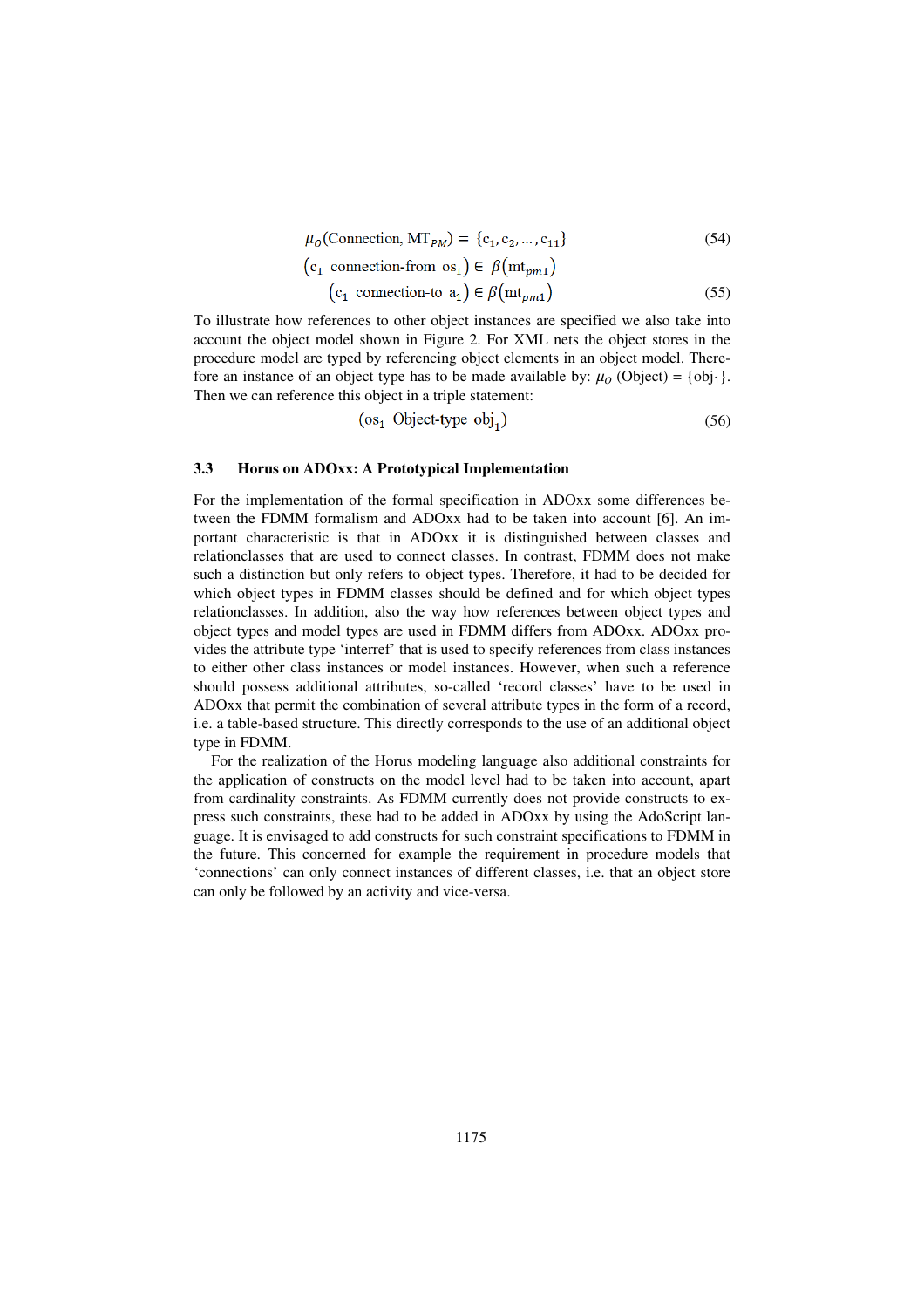$$\mu_O(\text{Connection}, \text{MT}_{PM}) = \{c_1, c_2, \ldots, c_{11}\} \quad (54)$$

$$(c_1 \text{ connection-from } os_1) \in \beta(mt_{pm1})$$
$$(c_1 \text{ connection-to } a_1) \in \beta(mt_{pm1}) \quad (55)$$

To illustrate how references to other object instances are specified we also take into account the object model shown in Figure 2. For XML nets the object stores in the procedure model are typed by referencing object elements in an object model. Therefore an instance of an object type has to be made available by: $\mu_O$ (Object) = {$obj_1$}. Then we can reference this object in a triple statement:

$$(os_1 \text{ Object-type } obj_1) \quad (56)$$

### 3.3 Horus on ADOxx: A Prototypical Implementation

For the implementation of the formal specification in ADOxx some differences between the FDMM formalism and ADOxx had to be taken into account [6]. An important characteristic is that in ADOxx it is distinguished between classes and relationclasses that are used to connect classes. In contrast, FDMM does not make such a distinction but only refers to object types. Therefore, it had to be decided for which object types in FDMM classes should be defined and for which object types relationclasses. In addition, also the way how references between object types and object types and model types are used in FDMM differs from ADOxx. ADOxx provides the attribute type 'interref' that is used to specify references from class instances to either other class instances or model instances. However, when such a reference should possess additional attributes, so-called 'record classes' have to be used in ADOxx that permit the combination of several attribute types in the form of a record, i.e. a table-based structure. This directly corresponds to the use of an additional object type in FDMM.

For the realization of the Horus modeling language also additional constraints for the application of constructs on the model level had to be taken into account, apart from cardinality constraints. As FDMM currently does not provide constructs to express such constraints, these had to be added in ADOxx by using the AdoScript language. It is envisaged to add constructs for such constraint specifications to FDMM in the future. This concerned for example the requirement in procedure models that 'connections' can only connect instances of different classes, i.e. that an object store can only be followed by an activity and vice-versa.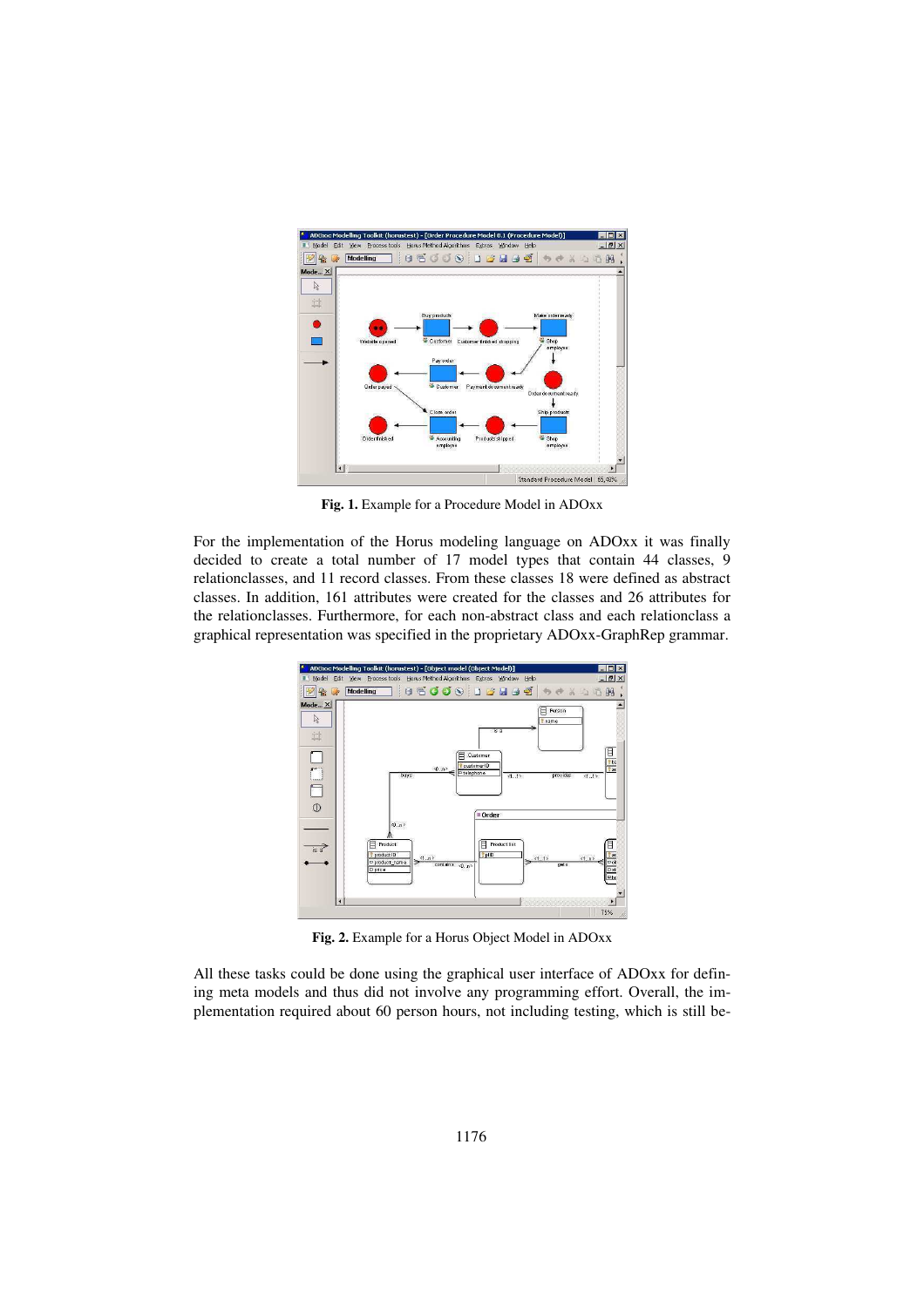Fig. 1. Example for a Procedure Model in ADOxx

For the implementation of the Horus modeling language on ADOxx it was finally decided to create a total number of 17 model types that contain 44 classes, 9 relationclasses, and 11 record classes. From these classes 18 were defined as abstract classes. In addition, 161 attributes were created for the classes and 26 attributes for the relationclasses. Furthermore, for each non-abstract class and each relationclass a graphical representation was specified in the proprietary ADOxx-GraphRep grammar.

Fig. 2. Example for a Horus Object Model in ADOxx

All these tasks could be done using the graphical user interface of ADOxx for defining meta models and thus did not involve any programming effort. Overall, the implementation required about 60 person hours, not including testing, which is still be-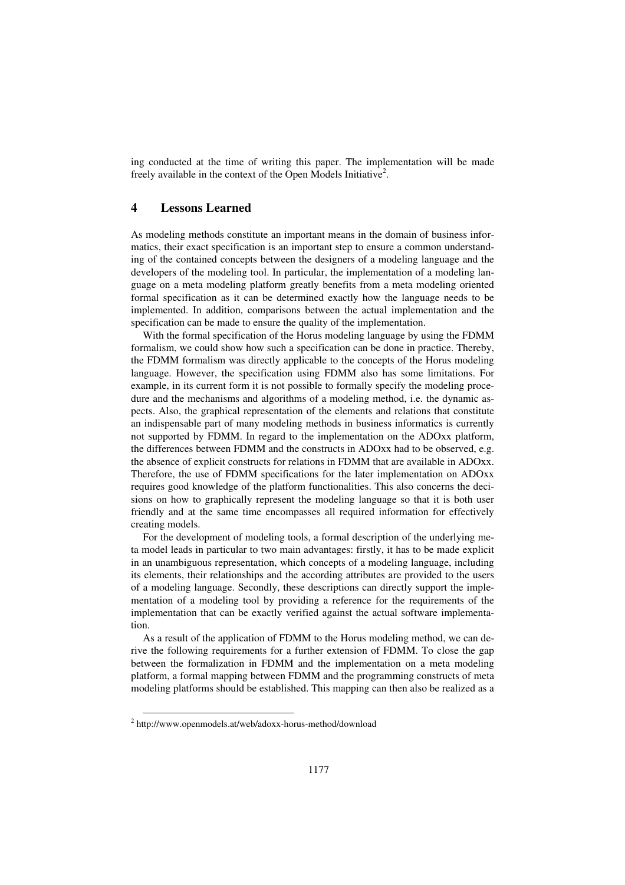ing conducted at the time of writing this paper. The implementation will be made freely available in the context of the Open Models Initiative[2].

## 4 Lessons Learned

As modeling methods constitute an important means in the domain of business informatics, their exact specification is an important step to ensure a common understanding of the contained concepts between the designers of a modeling language and the developers of the modeling tool. In particular, the implementation of a modeling language on a meta modeling platform greatly benefits from a meta modeling oriented formal specification as it can be determined exactly how the language needs to be implemented. In addition, comparisons between the actual implementation and the specification can be made to ensure the quality of the implementation.

With the formal specification of the Horus modeling language by using the FDMM formalism, we could show how such a specification can be done in practice. Thereby, the FDMM formalism was directly applicable to the concepts of the Horus modeling language. However, the specification using FDMM also has some limitations. For example, in its current form it is not possible to formally specify the modeling procedure and the mechanisms and algorithms of a modeling method, i.e. the dynamic aspects. Also, the graphical representation of the elements and relations that constitute an indispensable part of many modeling methods in business informatics is currently not supported by FDMM. In regard to the implementation on the ADOxx platform, the differences between FDMM and the constructs in ADOxx had to be observed, e.g. the absence of explicit constructs for relations in FDMM that are available in ADOxx. Therefore, the use of FDMM specifications for the later implementation on ADOxx requires good knowledge of the platform functionalities. This also concerns the decisions on how to graphically represent the modeling language so that it is both user friendly and at the same time encompasses all required information for effectively creating models.

For the development of modeling tools, a formal description of the underlying meta model leads in particular to two main advantages: firstly, it has to be made explicit in an unambiguous representation, which concepts of a modeling language, including its elements, their relationships and the according attributes are provided to the users of a modeling language. Secondly, these descriptions can directly support the implementation of a modeling tool by providing a reference for the requirements of the implementation that can be exactly verified against the actual software implementation.

As a result of the application of FDMM to the Horus modeling method, we can derive the following requirements for a further extension of FDMM. To close the gap between the formalization in FDMM and the implementation on a meta modeling platform, a formal mapping between FDMM and the programming constructs of meta modeling platforms should be established. This mapping can then also be realized as a

[2] http://www.openmodels.at/web/adoxx-horus-method/download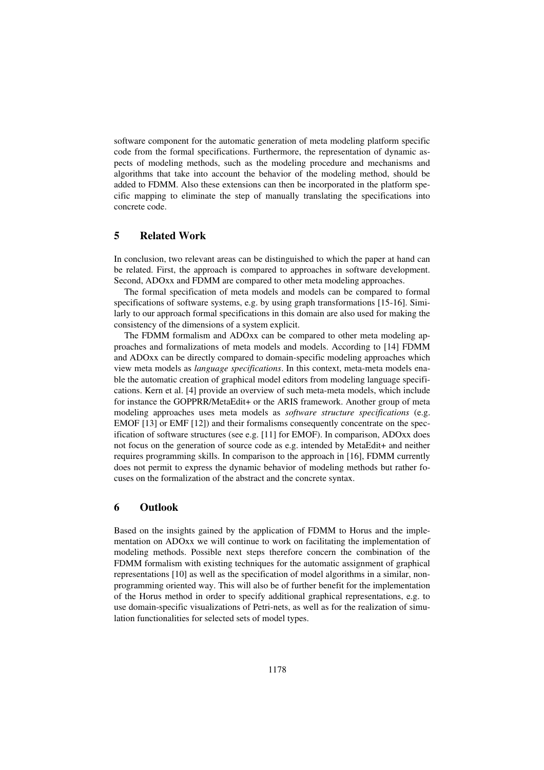software component for the automatic generation of meta modeling platform specific code from the formal specifications. Furthermore, the representation of dynamic aspects of modeling methods, such as the modeling procedure and mechanisms and algorithms that take into account the behavior of the modeling method, should be added to FDMM. Also these extensions can then be incorporated in the platform specific mapping to eliminate the step of manually translating the specifications into concrete code.

## 5 Related Work

In conclusion, two relevant areas can be distinguished to which the paper at hand can be related. First, the approach is compared to approaches in software development. Second, ADOxx and FDMM are compared to other meta modeling approaches.

The formal specification of meta models and models can be compared to formal specifications of software systems, e.g. by using graph transformations [15-16]. Similarly to our approach formal specifications in this domain are also used for making the consistency of the dimensions of a system explicit.

The FDMM formalism and ADOxx can be compared to other meta modeling approaches and formalizations of meta models and models. According to [14] FDMM and ADOxx can be directly compared to domain-specific modeling approaches which view meta models as *language specifications*. In this context, meta-meta models enable the automatic creation of graphical model editors from modeling language specifications. Kern et al. [4] provide an overview of such meta-meta models, which include for instance the GOPPRR/MetaEdit+ or the ARIS framework. Another group of meta modeling approaches uses meta models as *software structure specifications* (e.g. EMOF [13] or EMF [12]) and their formalisms consequently concentrate on the specification of software structures (see e.g. [11] for EMOF). In comparison, ADOxx does not focus on the generation of source code as e.g. intended by MetaEdit+ and neither requires programming skills. In comparison to the approach in [16], FDMM currently does not permit to express the dynamic behavior of modeling methods but rather focuses on the formalization of the abstract and the concrete syntax.

## 6 Outlook

Based on the insights gained by the application of FDMM to Horus and the implementation on ADOxx we will continue to work on facilitating the implementation of modeling methods. Possible next steps therefore concern the combination of the FDMM formalism with existing techniques for the automatic assignment of graphical representations [10] as well as the specification of model algorithms in a similar, non-programming oriented way. This will also be of further benefit for the implementation of the Horus method in order to specify additional graphical representations, e.g. to use domain-specific visualizations of Petri-nets, as well as for the realization of simulation functionalities for selected sets of model types.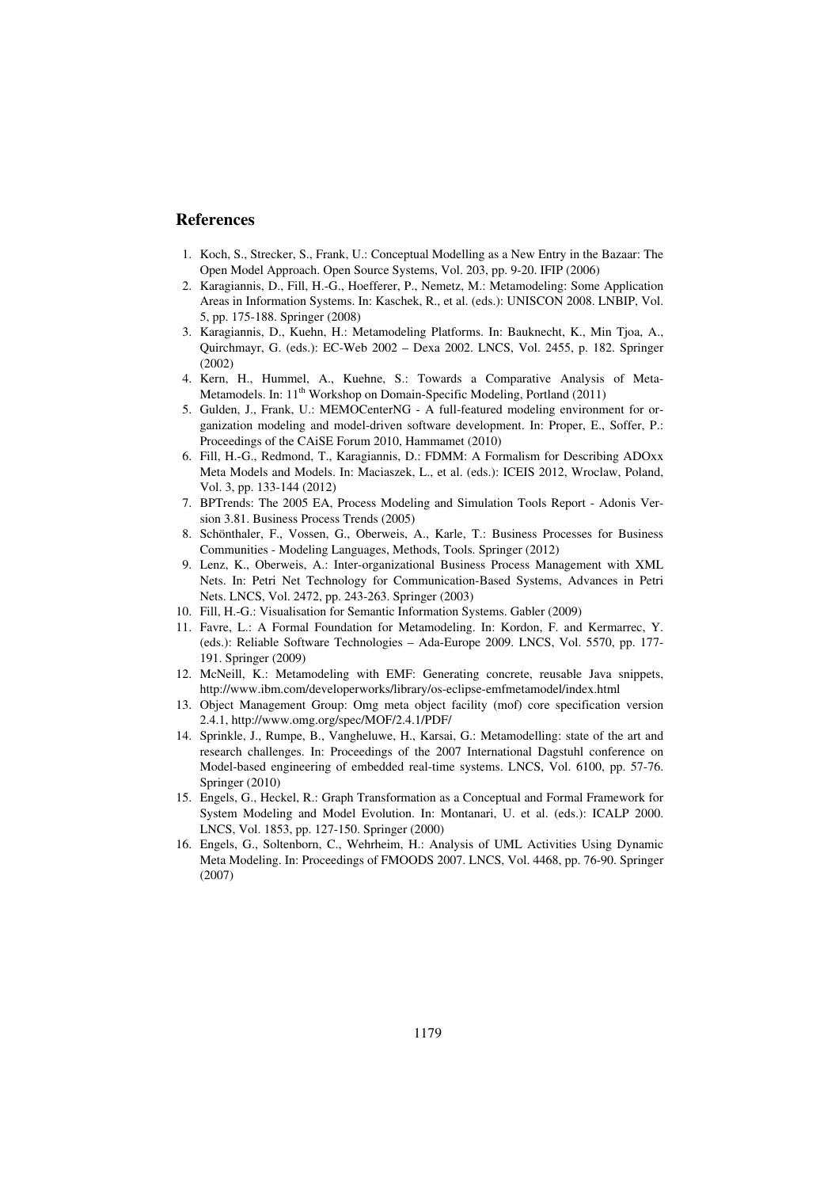## References

1. Koch, S., Strecker, S., Frank, U.: Conceptual Modelling as a New Entry in the Bazaar: The Open Model Approach. Open Source Systems, Vol. 203, pp. 9-20. IFIP (2006)
2. Karagiannis, D., Fill, H.-G., Hoefferer, P., Nemetz, M.: Metamodeling: Some Application Areas in Information Systems. In: Kaschek, R., et al. (eds.): UNISCON 2008. LNBIP, Vol. 5, pp. 175-188. Springer (2008)
3. Karagiannis, D., Kuehn, H.: Metamodeling Platforms. In: Bauknecht, K., Min Tjoa, A., Quirchmayr, G. (eds.): EC-Web 2002 – Dexa 2002. LNCS, Vol. 2455, p. 182. Springer (2002)
4. Kern, H., Hummel, A., Kuehne, S.: Towards a Comparative Analysis of Meta-Metamodels. In: 11th Workshop on Domain-Specific Modeling, Portland (2011)
5. Gulden, J., Frank, U.: MEMOCenterNG - A full-featured modeling environment for organization modeling and model-driven software development. In: Proper, E., Soffer, P.: Proceedings of the CAiSE Forum 2010, Hammamet (2010)
6. Fill, H.-G., Redmond, T., Karagiannis, D.: FDMM: A Formalism for Describing ADOxx Meta Models and Models. In: Maciaszek, L., et al. (eds.): ICEIS 2012, Wroclaw, Poland, Vol. 3, pp. 133-144 (2012)
7. BPTrends: The 2005 EA, Process Modeling and Simulation Tools Report - Adonis Version 3.81. Business Process Trends (2005)
8. Schönthaler, F., Vossen, G., Oberweis, A., Karle, T.: Business Processes for Business Communities - Modeling Languages, Methods, Tools. Springer (2012)
9. Lenz, K., Oberweis, A.: Inter-organizational Business Process Management with XML Nets. In: Petri Net Technology for Communication-Based Systems, Advances in Petri Nets. LNCS, Vol. 2472, pp. 243-263. Springer (2003)
10. Fill, H.-G.: Visualisation for Semantic Information Systems. Gabler (2009)
11. Favre, L.: A Formal Foundation for Metamodeling. In: Kordon, F. and Kermarrec, Y. (eds.): Reliable Software Technologies – Ada-Europe 2009. LNCS, Vol. 5570, pp. 177-191. Springer (2009)
12. McNeill, K.: Metamodeling with EMF: Generating concrete, reusable Java snippets, http://www.ibm.com/developerworks/library/os-eclipse-emfmetamodel/index.html
13. Object Management Group: Omg meta object facility (mof) core specification version 2.4.1, http://www.omg.org/spec/MOF/2.4.1/PDF/
14. Sprinkle, J., Rumpe, B., Vangheluwe, H., Karsai, G.: Metamodelling: state of the art and research challenges. In: Proceedings of the 2007 International Dagstuhl conference on Model-based engineering of embedded real-time systems. LNCS, Vol. 6100, pp. 57-76. Springer (2010)
15. Engels, G., Heckel, R.: Graph Transformation as a Conceptual and Formal Framework for System Modeling and Model Evolution. In: Montanari, U. et al. (eds.): ICALP 2000. LNCS, Vol. 1853, pp. 127-150. Springer (2000)
16. Engels, G., Soltenborn, C., Wehrheim, H.: Analysis of UML Activities Using Dynamic Meta Modeling. In: Proceedings of FMOODS 2007. LNCS, Vol. 4468, pp. 76-90. Springer (2007)